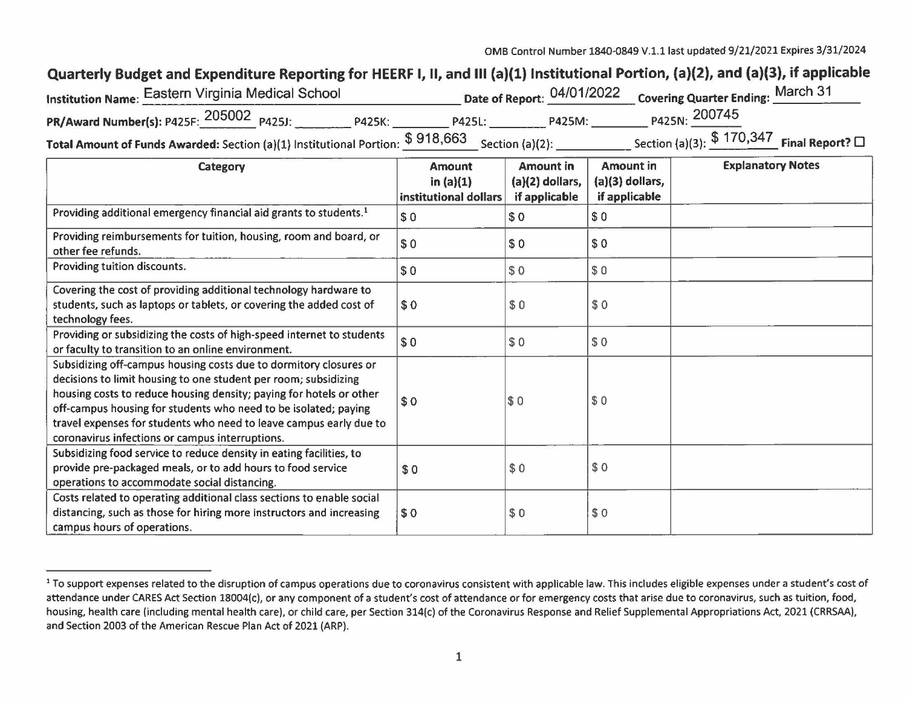OMB Control Number 1840-0849 V.1.1 last updated 9/21/2021 Expires 3/31/2024

## Quarterly Budget and Expenditure Reporting for HEERF I, II, and III (a)(1) Institutional Portion, (a)(2), and (a)(3), if applicable

**Institution Name:** Eastern Virginia Medical School **Date of Report:** 04/01/2022 **Covering Quarter Ending:** March 31

**PR/Award Number(s):** P425F: 205002 P425J: ________ P425K: ________ P425L: ________ P425M: ________ P425N: 200745

**Total Amount of Funds Awarded:** Section (a)(1) Institutional Portion: $ 918,663 Section (a)(2): ________ Section (a)(3): $ 170,347 **Final Report?** ☐

| Category | Amount in (a)(1) institutional dollars | Amount in (a)(2) dollars, if applicable | Amount in (a)(3) dollars, if applicable | Explanatory Notes |
|---|---|---|---|---|
| Providing additional emergency financial aid grants to students.[1] | $ 0 | $ 0 | $ 0 | |
| Providing reimbursements for tuition, housing, room and board, or other fee refunds. | $ 0 | $ 0 | $ 0 | |
| Providing tuition discounts. | $ 0 | $ 0 | $ 0 | |
| Covering the cost of providing additional technology hardware to students, such as laptops or tablets, or covering the added cost of technology fees. | $ 0 | $ 0 | $ 0 | |
| Providing or subsidizing the costs of high-speed internet to students or faculty to transition to an online environment. | $ 0 | $ 0 | $ 0 | |
| Subsidizing off-campus housing costs due to dormitory closures or decisions to limit housing to one student per room; subsidizing housing costs to reduce housing density; paying for hotels or other off-campus housing for students who need to be isolated; paying travel expenses for students who need to leave campus early due to coronavirus infections or campus interruptions. | $ 0 | $ 0 | $ 0 | |
| Subsidizing food service to reduce density in eating facilities, to provide pre-packaged meals, or to add hours to food service operations to accommodate social distancing. | $ 0 | $ 0 | $ 0 | |
| Costs related to operating additional class sections to enable social distancing, such as those for hiring more instructors and increasing campus hours of operations. | $ 0 | $ 0 | $ 0 | |

[1] To support expenses related to the disruption of campus operations due to coronavirus consistent with applicable law. This includes eligible expenses under a student's cost of attendance under CARES Act Section 18004(c), or any component of a student's cost of attendance or for emergency costs that arise due to coronavirus, such as tuition, food, housing, health care (including mental health care), or child care, per Section 314(c) of the Coronavirus Response and Relief Supplemental Appropriations Act, 2021 (CRRSAA), and Section 2003 of the American Rescue Plan Act of 2021 (ARP).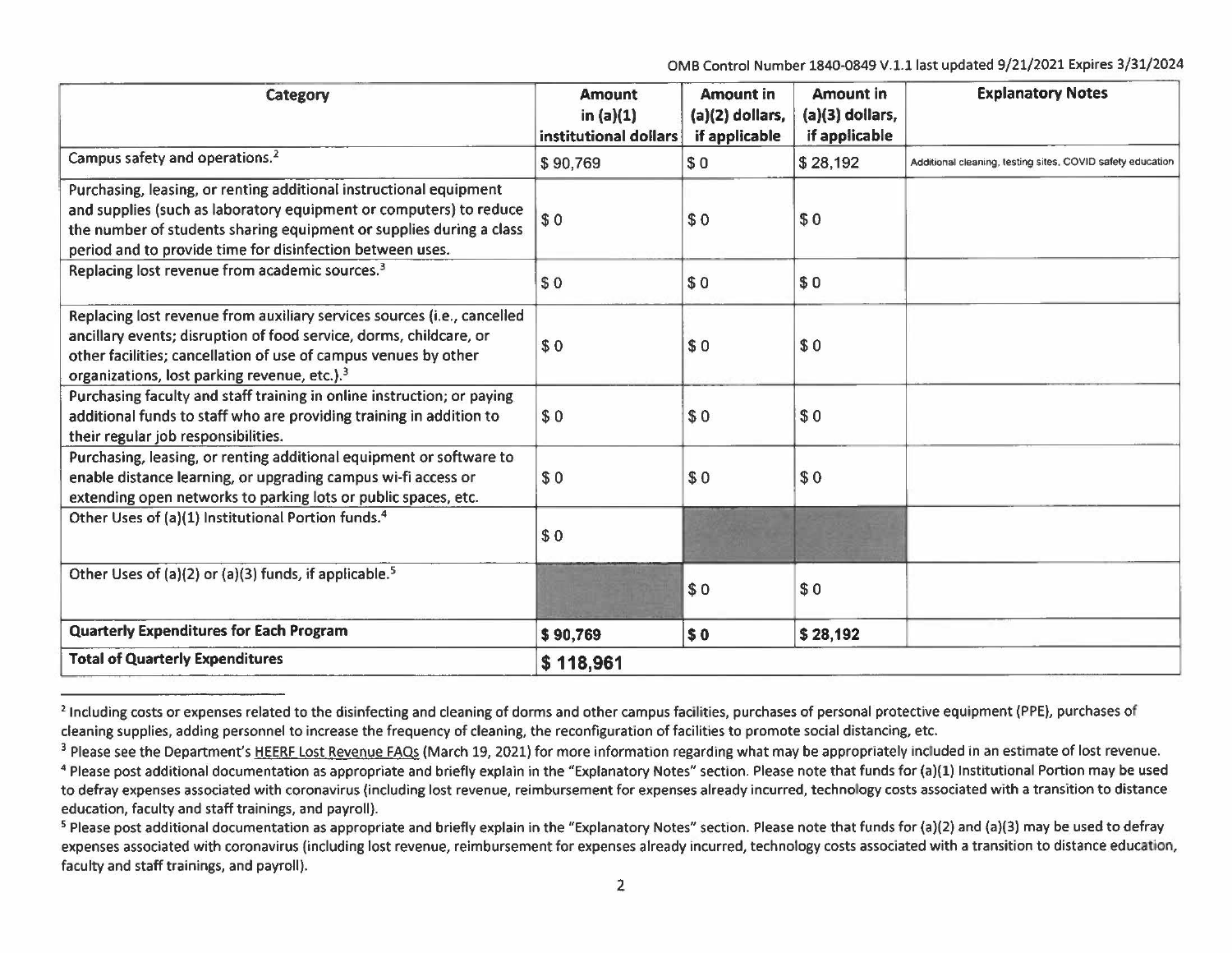OMB Control Number 1840-0849 V.1.1 last updated 9/21/2021 Expires 3/31/2024

| Category | Amount in (a)(1) institutional dollars | Amount in (a)(2) dollars, if applicable | Amount in (a)(3) dollars, if applicable | Explanatory Notes |
|---|---|---|---|---|
| Campus safety and operations.[2] | $ 90,769 | $ 0 | $ 28,192 | Additional cleaning, testing sites, COVID safety education |
| Purchasing, leasing, or renting additional instructional equipment and supplies (such as laboratory equipment or computers) to reduce the number of students sharing equipment or supplies during a class period and to provide time for disinfection between uses. | $ 0 | $ 0 | $ 0 | |
| Replacing lost revenue from academic sources.[3] | $ 0 | $ 0 | $ 0 | |
| Replacing lost revenue from auxiliary services sources (i.e., cancelled ancillary events; disruption of food service, dorms, childcare, or other facilities; cancellation of use of campus venues by other organizations, lost parking revenue, etc.).[3] | $ 0 | $ 0 | $ 0 | |
| Purchasing faculty and staff training in online instruction; or paying additional funds to staff who are providing training in addition to their regular job responsibilities. | $ 0 | $ 0 | $ 0 | |
| Purchasing, leasing, or renting additional equipment or software to enable distance learning, or upgrading campus wi-fi access or extending open networks to parking lots or public spaces, etc. | $ 0 | $ 0 | $ 0 | |
| Other Uses of (a)(1) Institutional Portion funds.[4] | $ 0 | | | |
| Other Uses of (a)(2) or (a)(3) funds, if applicable.[5] | | $ 0 | $ 0 | |
| **Quarterly Expenditures for Each Program** | **$ 90,769** | **$ 0** | **$ 28,192** | |
| **Total of Quarterly Expenditures** | **$ 118,961** | | | |

[2] Including costs or expenses related to the disinfecting and cleaning of dorms and other campus facilities, purchases of personal protective equipment (PPE), purchases of cleaning supplies, adding personnel to increase the frequency of cleaning, the reconfiguration of facilities to promote social distancing, etc.

[3] Please see the Department's HEERF Lost Revenue FAQs (March 19, 2021) for more information regarding what may be appropriately included in an estimate of lost revenue.

[4] Please post additional documentation as appropriate and briefly explain in the "Explanatory Notes" section. Please note that funds for (a)(1) Institutional Portion may be used to defray expenses associated with coronavirus (including lost revenue, reimbursement for expenses already incurred, technology costs associated with a transition to distance education, faculty and staff trainings, and payroll).

[5] Please post additional documentation as appropriate and briefly explain in the "Explanatory Notes" section. Please note that funds for (a)(2) and (a)(3) may be used to defray expenses associated with coronavirus (including lost revenue, reimbursement for expenses already incurred, technology costs associated with a transition to distance education, faculty and staff trainings, and payroll).